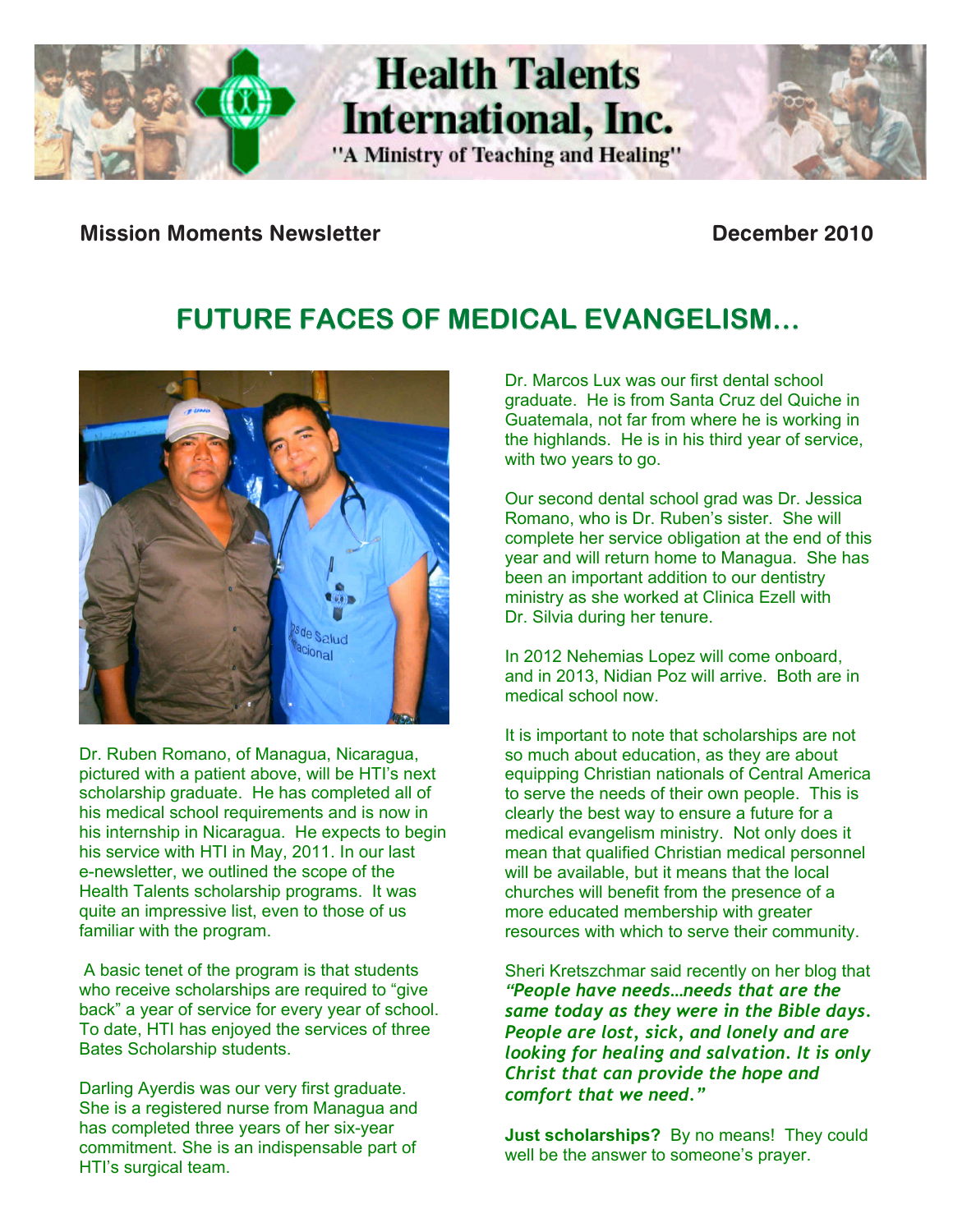# Health Talents International, Inc.

"A Ministry of Teaching and Healing"

**Mission Moments Newsletter** **December 2010**

## FUTURE FACES OF MEDICAL EVANGELISM…

Dr. Ruben Romano, of Managua, Nicaragua, pictured with a patient above, will be HTI's next scholarship graduate. He has completed all of his medical school requirements and is now in his internship in Nicaragua. He expects to begin his service with HTI in May, 2011. In our last e-newsletter, we outlined the scope of the Health Talents scholarship programs. It was quite an impressive list, even to those of us familiar with the program.

A basic tenet of the program is that students who receive scholarships are required to "give back" a year of service for every year of school. To date, HTI has enjoyed the services of three Bates Scholarship students.

Darling Ayerdis was our very first graduate. She is a registered nurse from Managua and has completed three years of her six-year commitment. She is an indispensable part of HTI's surgical team.

Dr. Marcos Lux was our first dental school graduate. He is from Santa Cruz del Quiche in Guatemala, not far from where he is working in the highlands. He is in his third year of service, with two years to go.

Our second dental school grad was Dr. Jessica Romano, who is Dr. Ruben's sister. She will complete her service obligation at the end of this year and will return home to Managua. She has been an important addition to our dentistry ministry as she worked at Clinica Ezell with Dr. Silvia during her tenure.

In 2012 Nehemias Lopez will come onboard, and in 2013, Nidian Poz will arrive. Both are in medical school now.

It is important to note that scholarships are not so much about education, as they are about equipping Christian nationals of Central America to serve the needs of their own people. This is clearly the best way to ensure a future for a medical evangelism ministry. Not only does it mean that qualified Christian medical personnel will be available, but it means that the local churches will benefit from the presence of a more educated membership with greater resources with which to serve their community.

Sheri Kretszchmar said recently on her blog that ***"People have needs…needs that are the same today as they were in the Bible days. People are lost, sick, and lonely and are looking for healing and salvation. It is only Christ that can provide the hope and comfort that we need."***

**Just scholarships?** By no means! They could well be the answer to someone's prayer.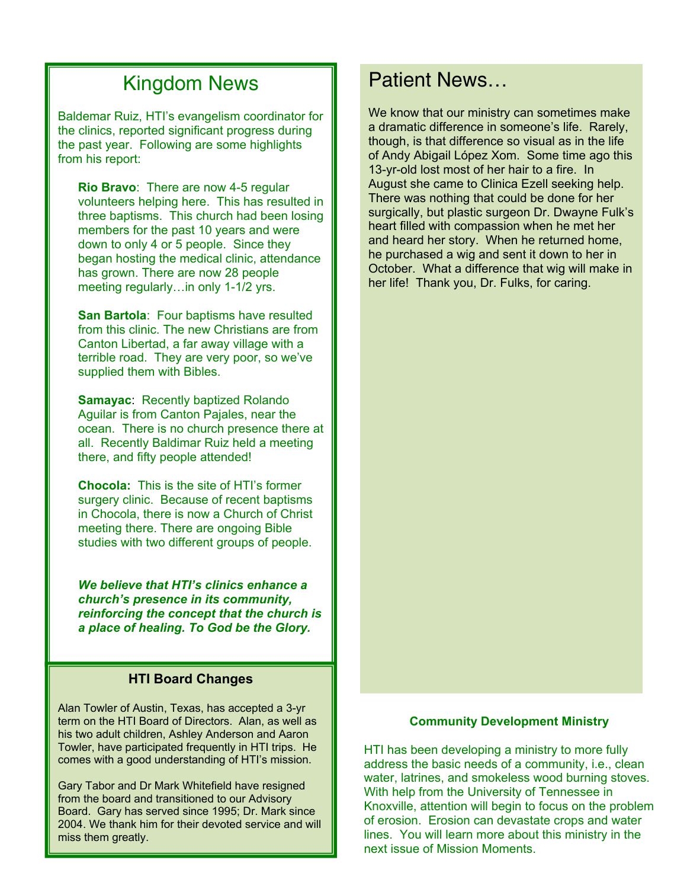## Kingdom News

Baldemar Ruiz, HTI's evangelism coordinator for the clinics, reported significant progress during the past year. Following are some highlights from his report:

**Rio Bravo**: There are now 4-5 regular volunteers helping here. This has resulted in three baptisms. This church had been losing members for the past 10 years and were down to only 4 or 5 people. Since they began hosting the medical clinic, attendance has grown. There are now 28 people meeting regularly…in only 1-1/2 yrs.

**San Bartola**: Four baptisms have resulted from this clinic. The new Christians are from Canton Libertad, a far away village with a terrible road. They are very poor, so we've supplied them with Bibles.

**Samayac**: Recently baptized Rolando Aguilar is from Canton Pajales, near the ocean. There is no church presence there at all. Recently Baldimar Ruiz held a meeting there, and fifty people attended!

**Chocola:** This is the site of HTI's former surgery clinic. Because of recent baptisms in Chocola, there is now a Church of Christ meeting there. There are ongoing Bible studies with two different groups of people.

***We believe that HTI's clinics enhance a church's presence in its community, reinforcing the concept that the church is a place of healing. To God be the Glory.***

### HTI Board Changes

Alan Towler of Austin, Texas, has accepted a 3-yr term on the HTI Board of Directors. Alan, as well as his two adult children, Ashley Anderson and Aaron Towler, have participated frequently in HTI trips. He comes with a good understanding of HTI's mission.

Gary Tabor and Dr Mark Whitefield have resigned from the board and transitioned to our Advisory Board. Gary has served since 1995; Dr. Mark since 2004. We thank him for their devoted service and will miss them greatly.

## Patient News…

We know that our ministry can sometimes make a dramatic difference in someone's life. Rarely, though, is that difference so visual as in the life of Andy Abigail López Xom. Some time ago this 13-yr-old lost most of her hair to a fire. In August she came to Clinica Ezell seeking help. There was nothing that could be done for her surgically, but plastic surgeon Dr. Dwayne Fulk's heart filled with compassion when he met her and heard her story. When he returned home, he purchased a wig and sent it down to her in October. What a difference that wig will make in her life! Thank you, Dr. Fulks, for caring.

### Community Development Ministry

HTI has been developing a ministry to more fully address the basic needs of a community, i.e., clean water, latrines, and smokeless wood burning stoves. With help from the University of Tennessee in Knoxville, attention will begin to focus on the problem of erosion. Erosion can devastate crops and water lines. You will learn more about this ministry in the next issue of Mission Moments.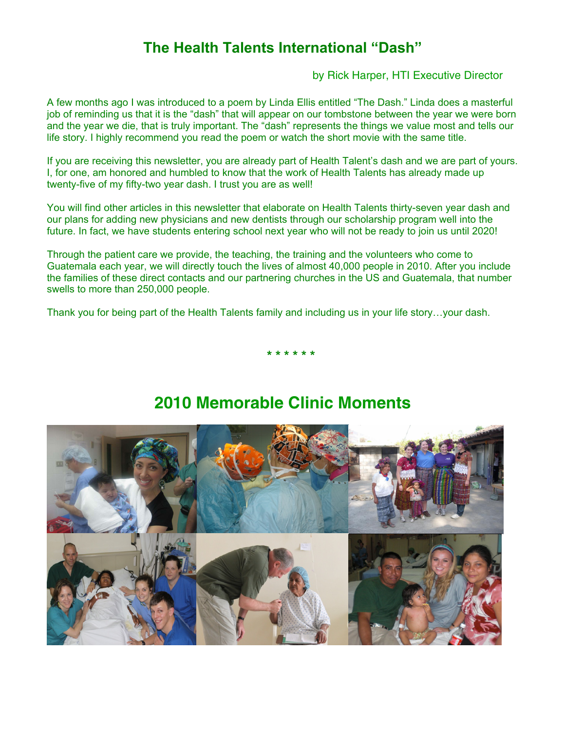## The Health Talents International "Dash"

by Rick Harper, HTI Executive Director

A few months ago I was introduced to a poem by Linda Ellis entitled "The Dash." Linda does a masterful job of reminding us that it is the "dash" that will appear on our tombstone between the year we were born and the year we die, that is truly important. The "dash" represents the things we value most and tells our life story. I highly recommend you read the poem or watch the short movie with the same title.

If you are receiving this newsletter, you are already part of Health Talent's dash and we are part of yours. I, for one, am honored and humbled to know that the work of Health Talents has already made up twenty-five of my fifty-two year dash. I trust you are as well!

You will find other articles in this newsletter that elaborate on Health Talents thirty-seven year dash and our plans for adding new physicians and new dentists through our scholarship program well into the future. In fact, we have students entering school next year who will not be ready to join us until 2020!

Through the patient care we provide, the teaching, the training and the volunteers who come to Guatemala each year, we will directly touch the lives of almost 40,000 people in 2010. After you include the families of these direct contacts and our partnering churches in the US and Guatemala, that number swells to more than 250,000 people.

Thank you for being part of the Health Talents family and including us in your life story…your dash.

* * * * * *

## 2010 Memorable Clinic Moments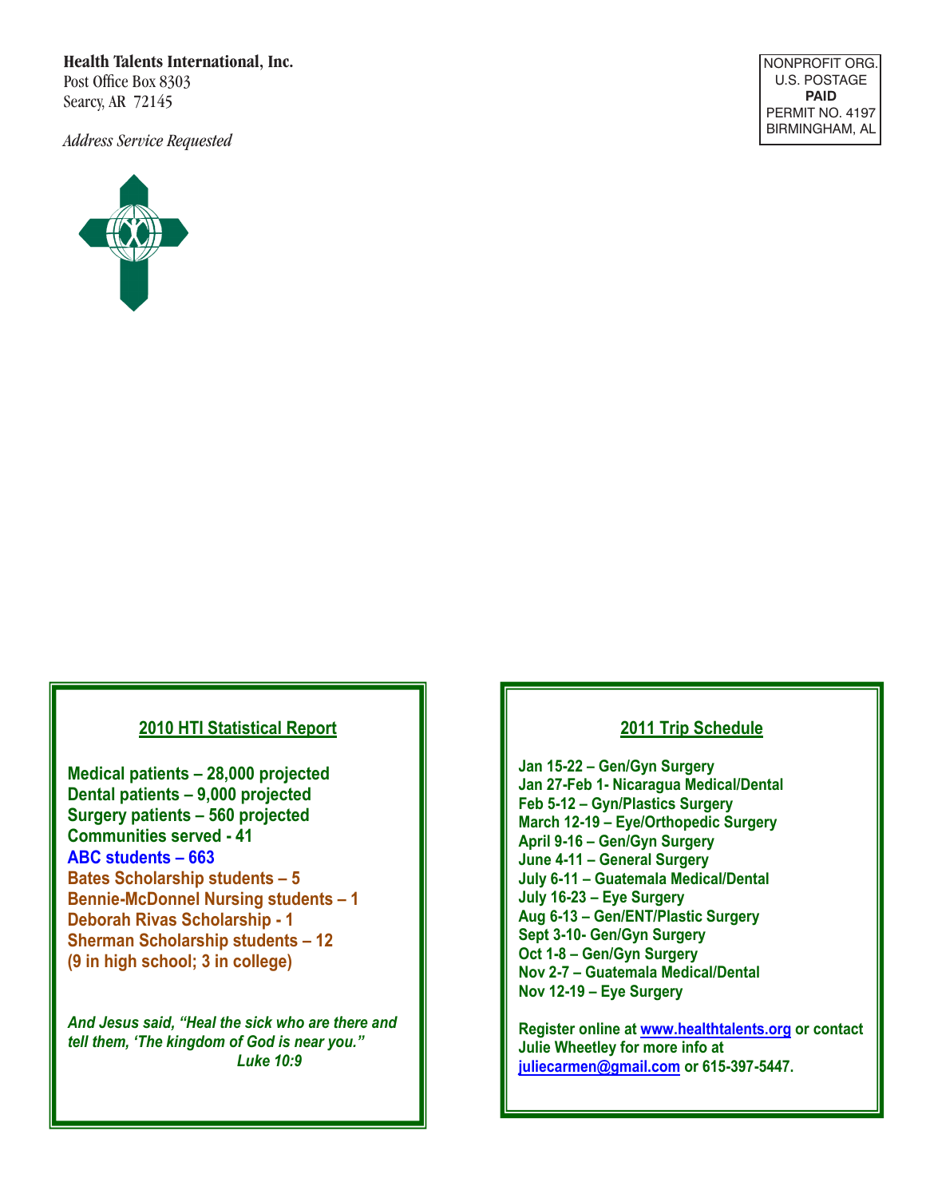**Health Talents International, Inc.**
Post Office Box 8303
Searcy, AR 72145

*Address Service Requested*

NONPROFIT ORG.
U.S. POSTAGE
**PAID**
PERMIT NO. 4197
BIRMINGHAM, AL

## 2010 HTI Statistical Report

**Medical patients – 28,000 projected**
**Dental patients – 9,000 projected**
**Surgery patients – 560 projected**
**Communities served - 41**
**ABC students – 663**
**Bates Scholarship students – 5**
**Bennie-McDonnel Nursing students – 1**
**Deborah Rivas Scholarship - 1**
**Sherman Scholarship students – 12**
**(9 in high school; 3 in college)**

***And Jesus said, "Heal the sick who are there and tell them, 'The kingdom of God is near you."***
***Luke 10:9***

## 2011 Trip Schedule

**Jan 15-22 – Gen/Gyn Surgery**
**Jan 27-Feb 1- Nicaragua Medical/Dental**
**Feb 5-12 – Gyn/Plastics Surgery**
**March 12-19 – Eye/Orthopedic Surgery**
**April 9-16 – Gen/Gyn Surgery**
**June 4-11 – General Surgery**
**July 6-11 – Guatemala Medical/Dental**
**July 16-23 – Eye Surgery**
**Aug 6-13 – Gen/ENT/Plastic Surgery**
**Sept 3-10- Gen/Gyn Surgery**
**Oct 1-8 – Gen/Gyn Surgery**
**Nov 2-7 – Guatemala Medical/Dental**
**Nov 12-19 – Eye Surgery**

**Register online at www.healthtalents.org or contact Julie Wheetley for more info at juliecarmen@gmail.com or 615-397-5447.**